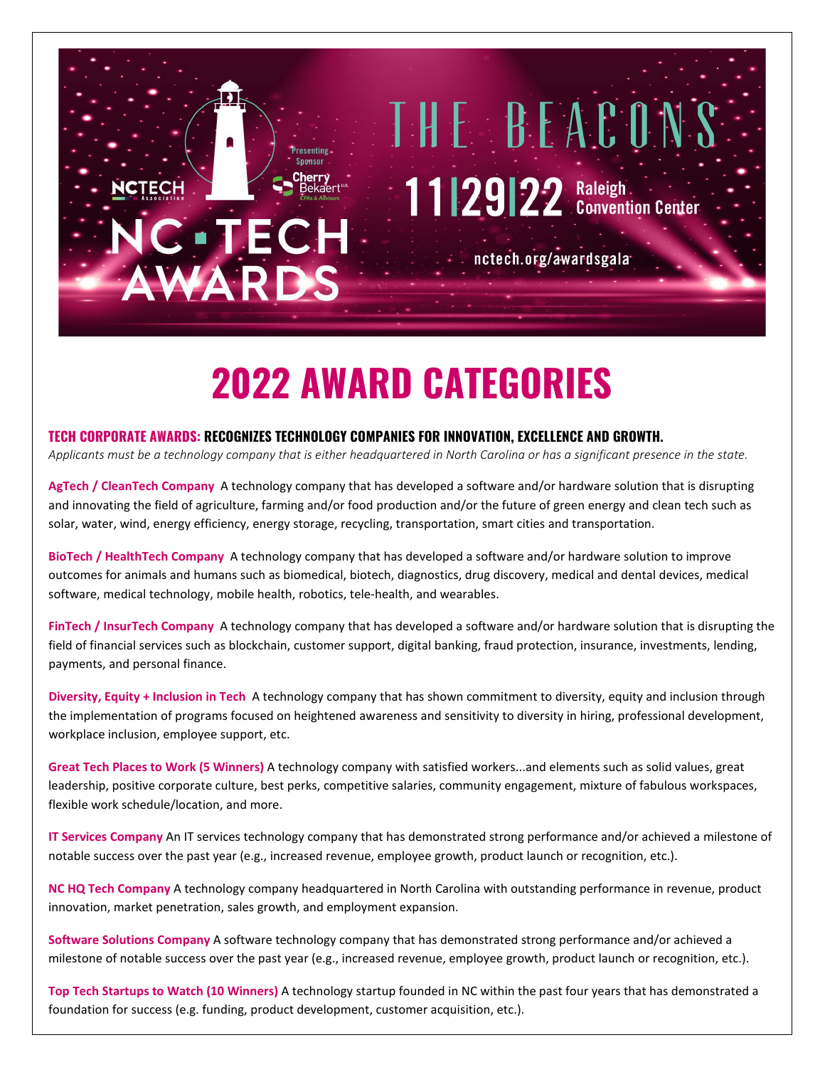NCTECH Association

NC·TECH AWARDS

Presenting Sponsor Cherry Bekaert LLP CPAs & Advisors

THE BEACONS

11|29|22 Raleigh Convention Center

nctech.org/awardsgala

# 2022 AWARD CATEGORIES

**TECH CORPORATE AWARDS: RECOGNIZES TECHNOLOGY COMPANIES FOR INNOVATION, EXCELLENCE AND GROWTH.**

*Applicants must be a technology company that is either headquartered in North Carolina or has a significant presence in the state.*

**AgTech / CleanTech Company** A technology company that has developed a software and/or hardware solution that is disrupting and innovating the field of agriculture, farming and/or food production and/or the future of green energy and clean tech such as solar, water, wind, energy efficiency, energy storage, recycling, transportation, smart cities and transportation.

**BioTech / HealthTech Company** A technology company that has developed a software and/or hardware solution to improve outcomes for animals and humans such as biomedical, biotech, diagnostics, drug discovery, medical and dental devices, medical software, medical technology, mobile health, robotics, tele-health, and wearables.

**FinTech / InsurTech Company** A technology company that has developed a software and/or hardware solution that is disrupting the field of financial services such as blockchain, customer support, digital banking, fraud protection, insurance, investments, lending, payments, and personal finance.

**Diversity, Equity + Inclusion in Tech** A technology company that has shown commitment to diversity, equity and inclusion through the implementation of programs focused on heightened awareness and sensitivity to diversity in hiring, professional development, workplace inclusion, employee support, etc.

**Great Tech Places to Work (5 Winners)** A technology company with satisfied workers...and elements such as solid values, great leadership, positive corporate culture, best perks, competitive salaries, community engagement, mixture of fabulous workspaces, flexible work schedule/location, and more.

**IT Services Company** An IT services technology company that has demonstrated strong performance and/or achieved a milestone of notable success over the past year (e.g., increased revenue, employee growth, product launch or recognition, etc.).

**NC HQ Tech Company** A technology company headquartered in North Carolina with outstanding performance in revenue, product innovation, market penetration, sales growth, and employment expansion.

**Software Solutions Company** A software technology company that has demonstrated strong performance and/or achieved a milestone of notable success over the past year (e.g., increased revenue, employee growth, product launch or recognition, etc.).

**Top Tech Startups to Watch (10 Winners)** A technology startup founded in NC within the past four years that has demonstrated a foundation for success (e.g. funding, product development, customer acquisition, etc.).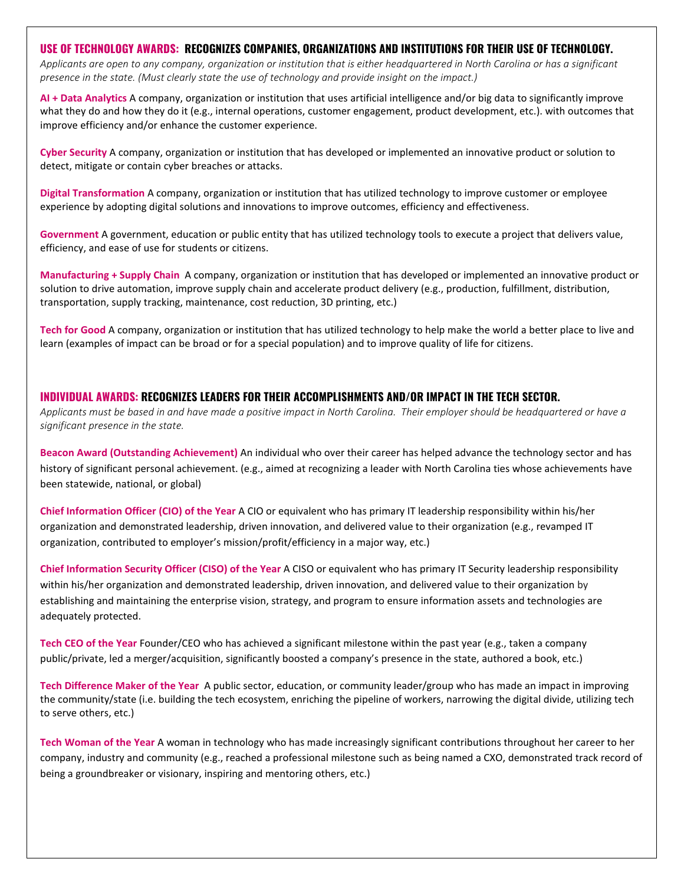## USE OF TECHNOLOGY AWARDS: RECOGNIZES COMPANIES, ORGANIZATIONS AND INSTITUTIONS FOR THEIR USE OF TECHNOLOGY.

*Applicants are open to any company, organization or institution that is either headquartered in North Carolina or has a significant presence in the state. (Must clearly state the use of technology and provide insight on the impact.)*

**AI + Data Analytics** A company, organization or institution that uses artificial intelligence and/or big data to significantly improve what they do and how they do it (e.g., internal operations, customer engagement, product development, etc.). with outcomes that improve efficiency and/or enhance the customer experience.

**Cyber Security** A company, organization or institution that has developed or implemented an innovative product or solution to detect, mitigate or contain cyber breaches or attacks.

**Digital Transformation** A company, organization or institution that has utilized technology to improve customer or employee experience by adopting digital solutions and innovations to improve outcomes, efficiency and effectiveness.

**Government** A government, education or public entity that has utilized technology tools to execute a project that delivers value, efficiency, and ease of use for students or citizens.

**Manufacturing + Supply Chain** A company, organization or institution that has developed or implemented an innovative product or solution to drive automation, improve supply chain and accelerate product delivery (e.g., production, fulfillment, distribution, transportation, supply tracking, maintenance, cost reduction, 3D printing, etc.)

**Tech for Good** A company, organization or institution that has utilized technology to help make the world a better place to live and learn (examples of impact can be broad or for a special population) and to improve quality of life for citizens.

## INDIVIDUAL AWARDS: RECOGNIZES LEADERS FOR THEIR ACCOMPLISHMENTS AND/OR IMPACT IN THE TECH SECTOR.

*Applicants must be based in and have made a positive impact in North Carolina. Their employer should be headquartered or have a significant presence in the state.*

**Beacon Award (Outstanding Achievement)** An individual who over their career has helped advance the technology sector and has history of significant personal achievement. (e.g., aimed at recognizing a leader with North Carolina ties whose achievements have been statewide, national, or global)

**Chief Information Officer (CIO) of the Year** A CIO or equivalent who has primary IT leadership responsibility within his/her organization and demonstrated leadership, driven innovation, and delivered value to their organization (e.g., revamped IT organization, contributed to employer's mission/profit/efficiency in a major way, etc.)

**Chief Information Security Officer (CISO) of the Year** A CISO or equivalent who has primary IT Security leadership responsibility within his/her organization and demonstrated leadership, driven innovation, and delivered value to their organization by establishing and maintaining the enterprise vision, strategy, and program to ensure information assets and technologies are adequately protected.

**Tech CEO of the Year** Founder/CEO who has achieved a significant milestone within the past year (e.g., taken a company public/private, led a merger/acquisition, significantly boosted a company's presence in the state, authored a book, etc.)

**Tech Difference Maker of the Year** A public sector, education, or community leader/group who has made an impact in improving the community/state (i.e. building the tech ecosystem, enriching the pipeline of workers, narrowing the digital divide, utilizing tech to serve others, etc.)

**Tech Woman of the Year** A woman in technology who has made increasingly significant contributions throughout her career to her company, industry and community (e.g., reached a professional milestone such as being named a CXO, demonstrated track record of being a groundbreaker or visionary, inspiring and mentoring others, etc.)